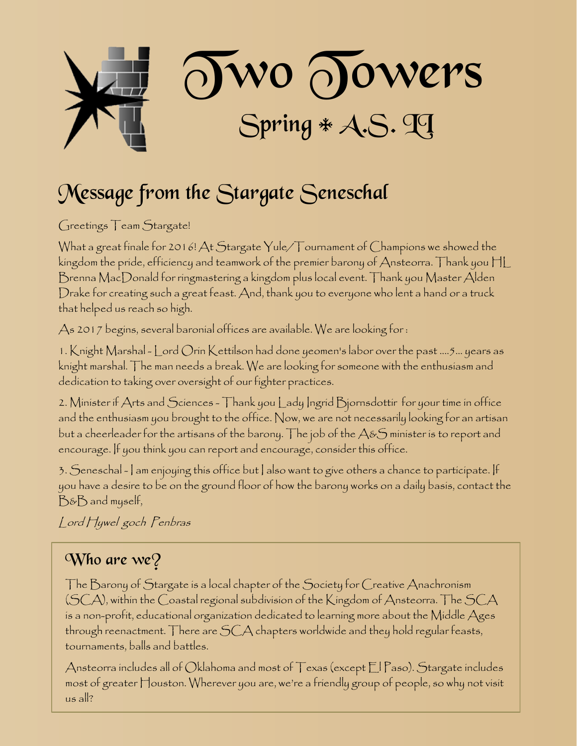# Two Towers

## Spring * A.S. LI

## Message from the Stargate Seneschal

Greetings Team Stargate!

What a great finale for 2016! At Stargate Yule/Tournament of Champions we showed the kingdom the pride, efficiency and teamwork of the premier barony of Ansteorra. Thank you HL Brenna MacDonald for ringmastering a kingdom plus local event. Thank you Master Alden Drake for creating such a great feast. And, thank you to everyone who lent a hand or a truck that helped us reach so high.

As 2017 begins, several baronial offices are available. We are looking for :

1. Knight Marshal - Lord Orin Kettilson had done yeomen's labor over the past ....5... years as knight marshal. The man needs a break. We are looking for someone with the enthusiasm and dedication to taking over oversight of our fighter practices.

2. Minister if Arts and Sciences - Thank you Lady Ingrid Bjornsdottir for your time in office and the enthusiasm you brought to the office. Now, we are not necessarily looking for an artisan but a cheerleader for the artisans of the barony. The job of the A&S minister is to report and encourage. If you think you can report and encourage, consider this office.

3. Seneschal - I am enjoying this office but I also want to give others a chance to participate. If you have a desire to be on the ground floor of how the barony works on a daily basis, contact the B&B and myself,

*Lord Hywel goch Penbras*

### Who are we?

The Barony of Stargate is a local chapter of the Society for Creative Anachronism (SCA), within the Coastal regional subdivision of the Kingdom of Ansteorra. The SCA is a non-profit, educational organization dedicated to learning more about the Middle Ages through reenactment. There are SCA chapters worldwide and they hold regular feasts, tournaments, balls and battles.

Ansteorra includes all of Oklahoma and most of Texas (except El Paso). Stargate includes most of greater Houston. Wherever you are, we're a friendly group of people, so why not visit us all?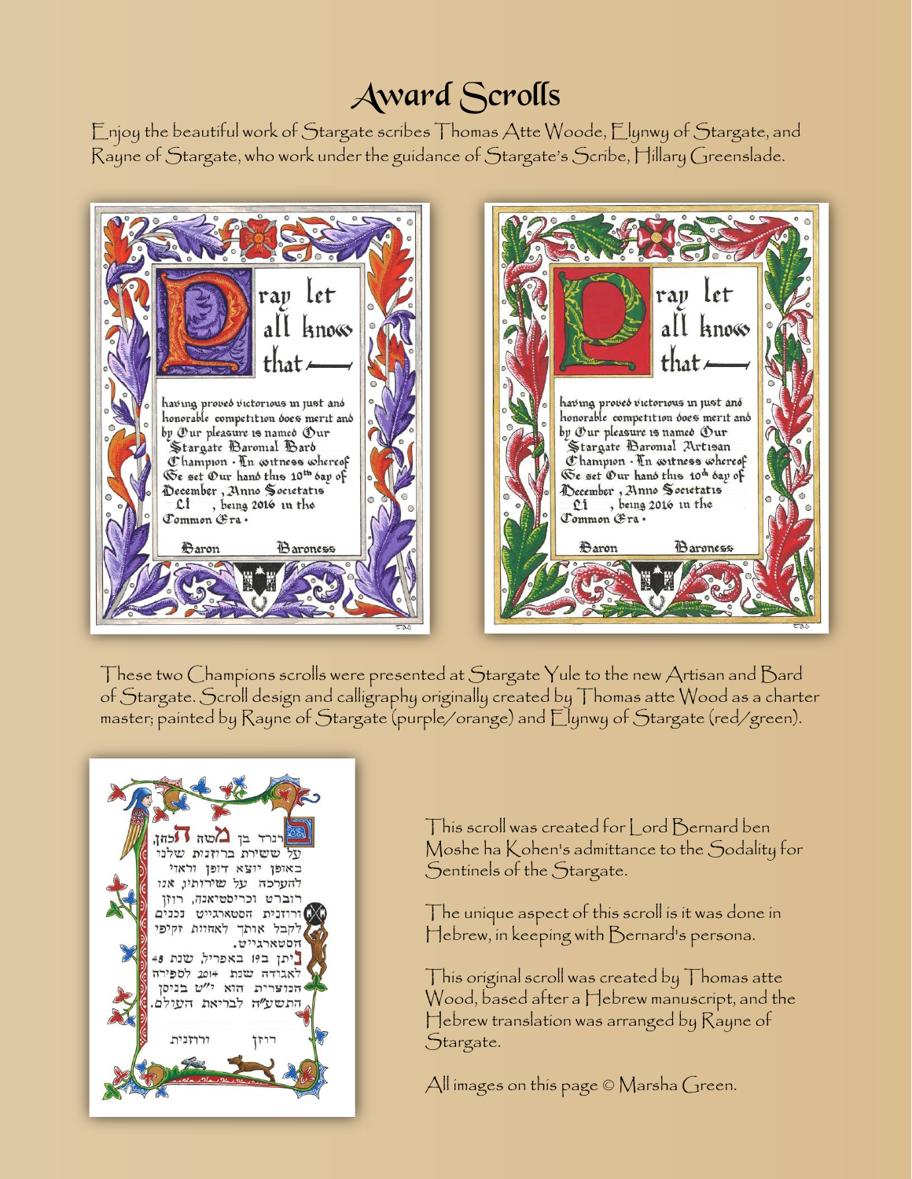# Award Scrolls

Enjoy the beautiful work of Stargate scribes Thomas Atte Woode, Elynwy of Stargate, and Rayne of Stargate, who work under the guidance of Stargate's Scribe, Hillary Greenslade.

These two Champions scrolls were presented at Stargate Yule to the new Artisan and Bard of Stargate. Scroll design and calligraphy originally created by Thomas atte Wood as a charter master; painted by Rayne of Stargate (purple/orange) and Elynwy of Stargate (red/green).

This scroll was created for Lord Bernard ben Moshe ha Kohen's admittance to the Sodality for Sentinels of the Stargate.

The unique aspect of this scroll is it was done in Hebrew, in keeping with Bernard's persona.

This original scroll was created by Thomas atte Wood, based after a Hebrew manuscript, and the Hebrew translation was arranged by Rayne of Stargate.

All images on this page © Marsha Green.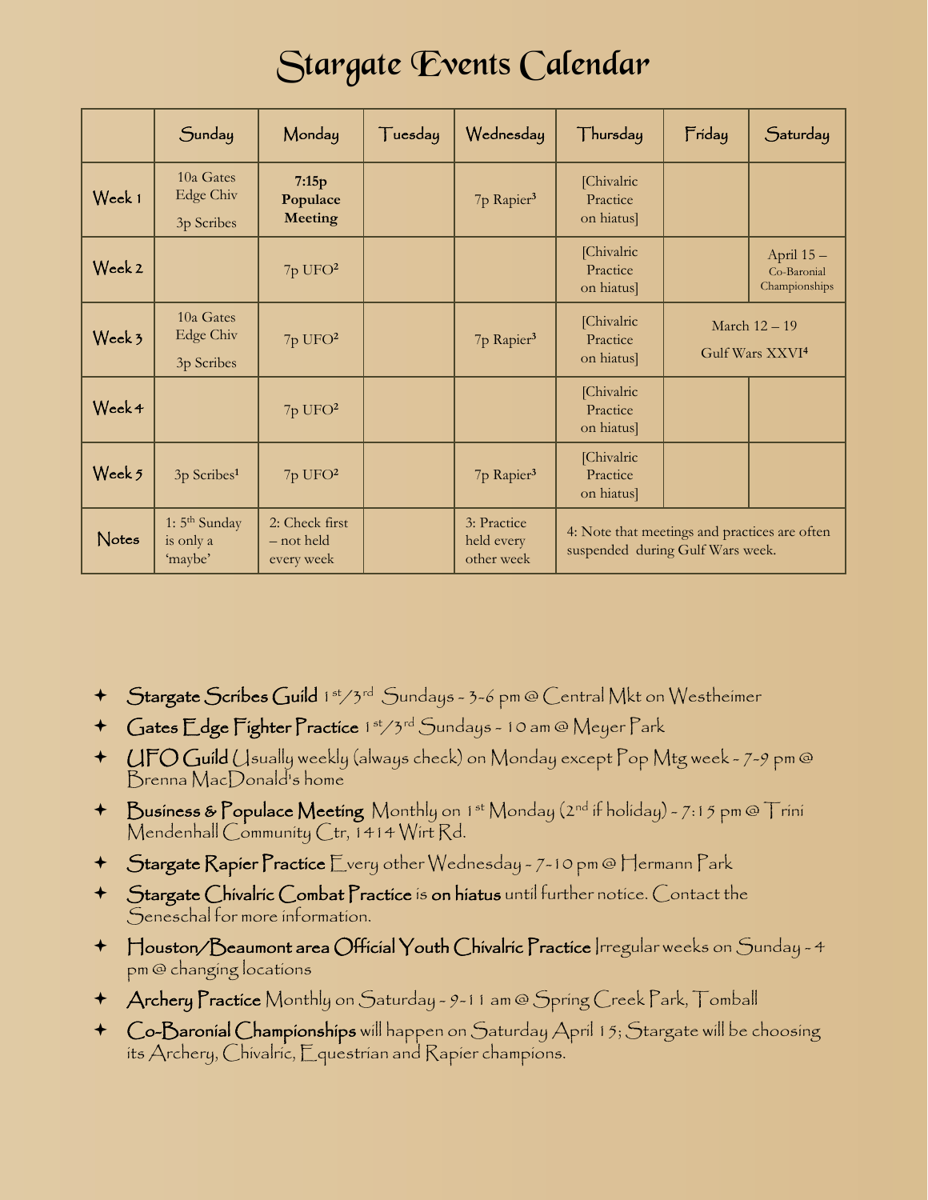# Stargate Events Calendar

| | Sunday | Monday | Tuesday | Wednesday | Thursday | Friday | Saturday |
|---|---|---|---|---|---|---|---|
| Week 1 | 10a Gates Edge Chiv 3p Scribes | **7:15p Populace Meeting** | | 7p Rapier[3] | [Chivalric Practice on hiatus] | | |
| Week 2 | | 7p UFO[2] | | | [Chivalric Practice on hiatus] | | April 15 – Co-Baronial Championships |
| Week 3 | 10a Gates Edge Chiv 3p Scribes | 7p UFO[2] | | 7p Rapier[3] | [Chivalric Practice on hiatus] | March 12 – 19 Gulf Wars XXVI[4] | |
| Week 4 | | 7p UFO[2] | | | [Chivalric Practice on hiatus] | | |
| Week 5 | 3p Scribes[1] | 7p UFO[2] | | 7p Rapier[3] | [Chivalric Practice on hiatus] | | |
| Notes | 1: 5th Sunday is only a 'maybe' | 2: Check first – not held every week | | 3: Practice held every other week | 4: Note that meetings and practices are often suspended during Gulf Wars week. | | |

- **Stargate Scribes Guild** 1st/3rd Sundays - 3-6 pm @ Central Mkt on Westheimer
- **Gates Edge Fighter Practice** 1st/3rd Sundays - 10 am @ Meyer Park
- **UFO Guild** Usually weekly (always check) on Monday except Pop Mtg week - 7-9 pm @ Brenna MacDonald's home
- **Business & Populace Meeting** Monthly on 1st Monday (2nd if holiday) - 7:15 pm @ Trini Mendenhall Community Ctr, 1414 Wirt Rd.
- **Stargate Rapier Practice** Every other Wednesday - 7-10 pm @ Hermann Park
- **Stargate Chivalric Combat Practice** is **on hiatus** until further notice. Contact the Seneschal for more information.
- **Houston/Beaumont area Official Youth Chivalric Practice** Irregular weeks on Sunday - 4 pm @ changing locations
- **Archery Practice** Monthly on Saturday - 9-11 am @ Spring Creek Park, Tomball
- **Co-Baronial Championships** will happen on Saturday April 15; Stargate will be choosing its Archery, Chivalric, Equestrian and Rapier champions.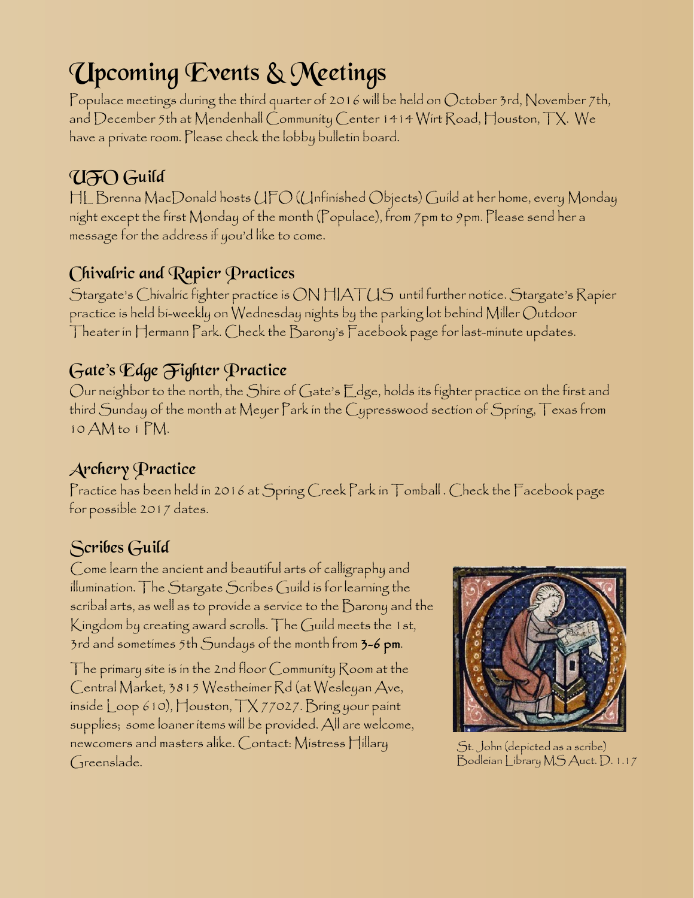# Upcoming Events & Meetings

Populace meetings during the third quarter of 2016 will be held on October 3rd, November 7th, and December 5th at Mendenhall Community Center 1414 Wirt Road, Houston, TX. We have a private room. Please check the lobby bulletin board.

## UFO Guild

HL Brenna MacDonald hosts UFO (Unfinished Objects) Guild at her home, every Monday night except the first Monday of the month (Populace), from 7pm to 9pm. Please send her a message for the address if you'd like to come.

## Chivalric and Rapier Practices

Stargate's Chivalric fighter practice is ON HIATUS until further notice. Stargate's Rapier practice is held bi-weekly on Wednesday nights by the parking lot behind Miller Outdoor Theater in Hermann Park. Check the Barony's Facebook page for last-minute updates.

## Gate's Edge Fighter Practice

Our neighbor to the north, the Shire of Gate's Edge, holds its fighter practice on the first and third Sunday of the month at Meyer Park in the Cypresswood section of Spring, Texas from 10 AM to 1 PM.

## Archery Practice

Practice has been held in 2016 at Spring Creek Park in Tomball . Check the Facebook page for possible 2017 dates.

## Scribes Guild

Come learn the ancient and beautiful arts of calligraphy and illumination. The Stargate Scribes Guild is for learning the scribal arts, as well as to provide a service to the Barony and the Kingdom by creating award scrolls. The Guild meets the 1st, 3rd and sometimes 5th Sundays of the month from **3-6 pm**.

The primary site is in the 2nd floor Community Room at the Central Market, 3815 Westheimer Rd (at Wesleyan Ave, inside Loop 610), Houston, TX 77027. Bring your paint supplies; some loaner items will be provided. All are welcome, newcomers and masters alike. Contact: Mistress Hillary Greenslade.

St. John (depicted as a scribe)
Bodleian Library MS Auct. D. 1.17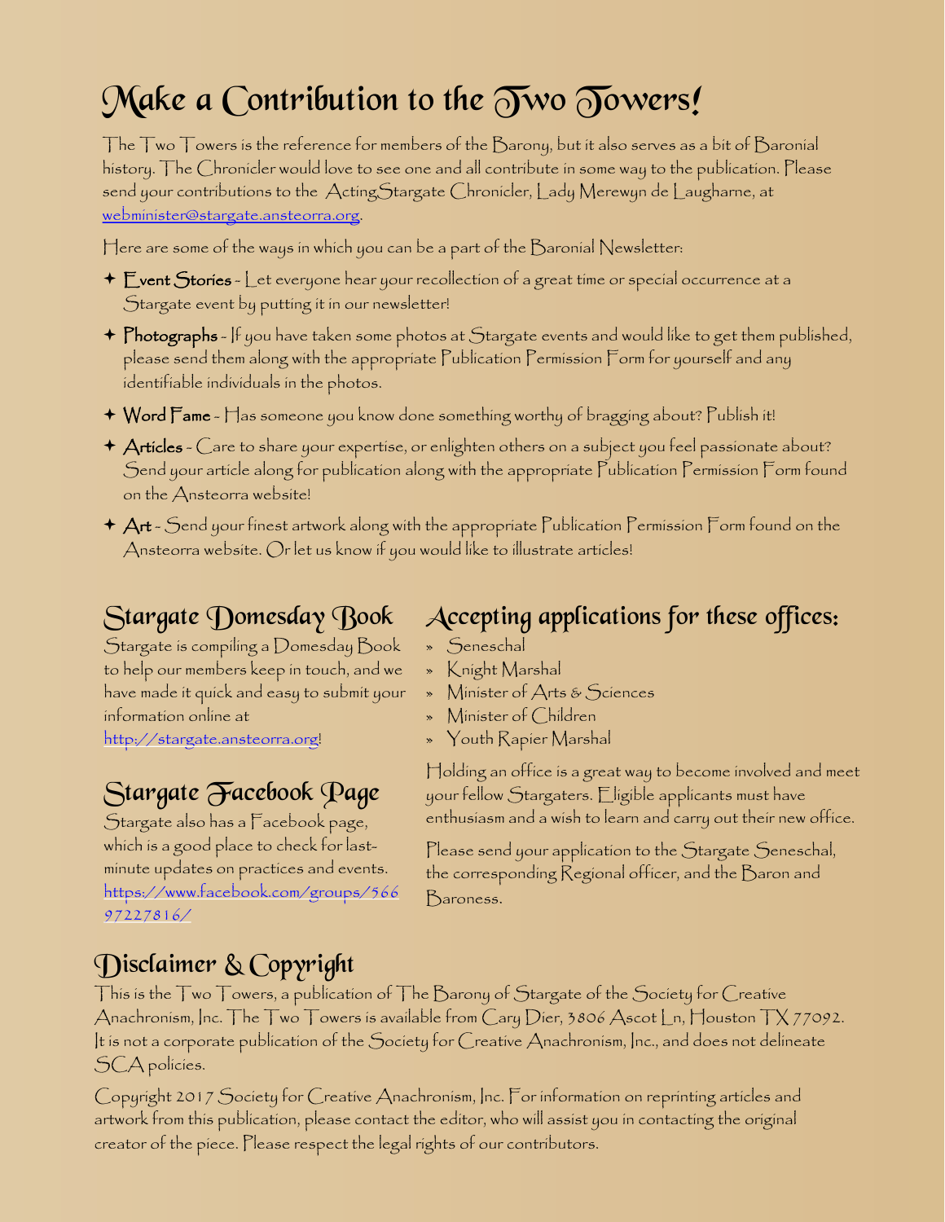# Make a Contribution to the Two Towers!

The Two Towers is the reference for members of the Barony, but it also serves as a bit of Baronial history. The Chronicler would love to see one and all contribute in some way to the publication. Please send your contributions to the ActingStargate Chronicler, Lady Merewyn de Laugharne, at webminister@stargate.ansteorra.org.

Here are some of the ways in which you can be a part of the Baronial Newsletter:

- **Event Stories** - Let everyone hear your recollection of a great time or special occurrence at a Stargate event by putting it in our newsletter!
- **Photographs** - If you have taken some photos at Stargate events and would like to get them published, please send them along with the appropriate Publication Permission Form for yourself and any identifiable individuals in the photos.
- **Word Fame** - Has someone you know done something worthy of bragging about? Publish it!
- **Articles** - Care to share your expertise, or enlighten others on a subject you feel passionate about? Send your article along for publication along with the appropriate Publication Permission Form found on the Ansteorra website!
- **Art** - Send your finest artwork along with the appropriate Publication Permission Form found on the Ansteorra website. Or let us know if you would like to illustrate articles!

## Stargate Domesday Book

Stargate is compiling a Domesday Book to help our members keep in touch, and we have made it quick and easy to submit your information online at http://stargate.ansteorra.org!

## Stargate Facebook Page

Stargate also has a Facebook page, which is a good place to check for last-minute updates on practices and events. https://www.facebook.com/groups/56697227816/

## Accepting applications for these offices:

- Seneschal
- Knight Marshal
- Minister of Arts & Sciences
- Minister of Children
- Youth Rapier Marshal

Holding an office is a great way to become involved and meet your fellow Stargaters. Eligible applicants must have enthusiasm and a wish to learn and carry out their new office.

Please send your application to the Stargate Seneschal, the corresponding Regional officer, and the Baron and Baroness.

## Disclaimer & Copyright

This is the Two Towers, a publication of The Barony of Stargate of the Society for Creative Anachronism, Inc. The Two Towers is available from Cary Dier, 3806 Ascot Ln, Houston TX 77092. It is not a corporate publication of the Society for Creative Anachronism, Inc., and does not delineate SCA policies.

Copyright 2017 Society for Creative Anachronism, Inc. For information on reprinting articles and artwork from this publication, please contact the editor, who will assist you in contacting the original creator of the piece. Please respect the legal rights of our contributors.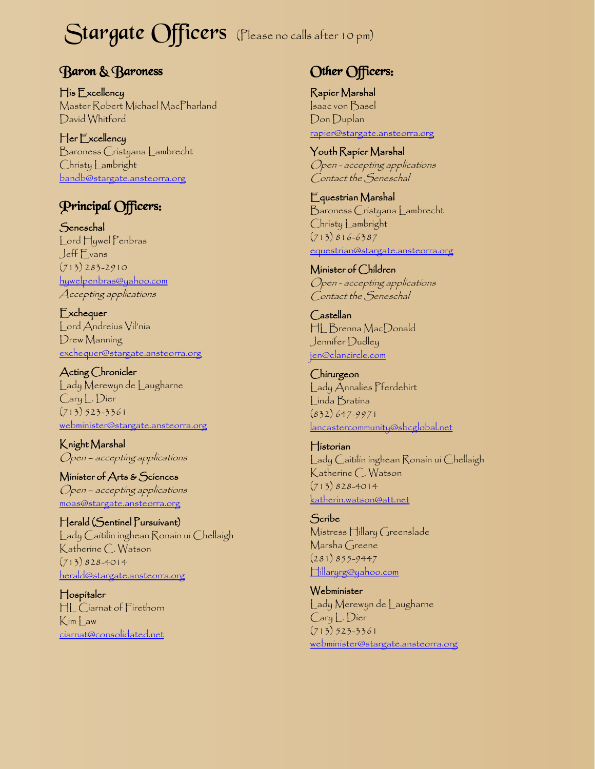# Stargate Officers (Please no calls after 10 pm)

## Baron & Baroness

**His Excellency**
Master Robert Michael MacPharland
David Whitford

**Her Excellency**
Baroness Cristyana Lambrecht
Christy Lambright
bandb@stargate.ansteorra.org

## Principal Officers:

**Seneschal**
Lord Hywel Penbras
Jeff Evans
(713) 283-2910
hywelpenbras@yahoo.com
*Accepting applications*

**Exchequer**
Lord Andreius Vil'nia
Drew Manning
exchequer@stargate.ansteorra.org

**Acting Chronicler**
Lady Merewyn de Laugharne
Cary L. Dier
(713) 523-3361
webminister@stargate.ansteorra.org

**Knight Marshal**
*Open – accepting applications*

**Minister of Arts & Sciences**
*Open – accepting applications*
moas@stargate.ansteorra.org

**Herald (Sentinel Pursuivant)**
Lady Caitilin inghean Ronain ui Chellaigh
Katherine C. Watson
(713) 828-4014
herald@stargate.ansteorra.org

**Hospitaler**
HL Ciarnat of Firethorn
Kim Law
ciarnat@consolidated.net

## Other Officers:

**Rapier Marshal**
Isaac von Basel
Don Duplan
rapier@stargate.ansteorra.org

**Youth Rapier Marshal**
*Open - accepting applications*
*Contact the Seneschal*

**Equestrian Marshal**
Baroness Cristyana Lambrecht
Christy Lambright
(713) 816-6387
equestrian@stargate.ansteorra.org

**Minister of Children**
*Open - accepting applications*
*Contact the Seneschal*

**Castellan**
HL Brenna MacDonald
Jennifer Dudley
jen@clancircle.com

**Chirurgeon**
Lady Annalies Pferdehirt
Linda Bratina
(832) 647-9971
lancastercommunity@sbcglobal.net

**Historian**
Lady Caitilin inghean Ronain ui Chellaigh
Katherine C. Watson
(713) 828-4014
katherin.watson@att.net

**Scribe**
Mistress Hillary Greenslade
Marsha Greene
(281) 855-9447
Hillaryrg@yahoo.com

**Webminister**
Lady Merewyn de Laugharne
Cary L. Dier
(713) 523-3361
webminister@stargate.ansteorra.org